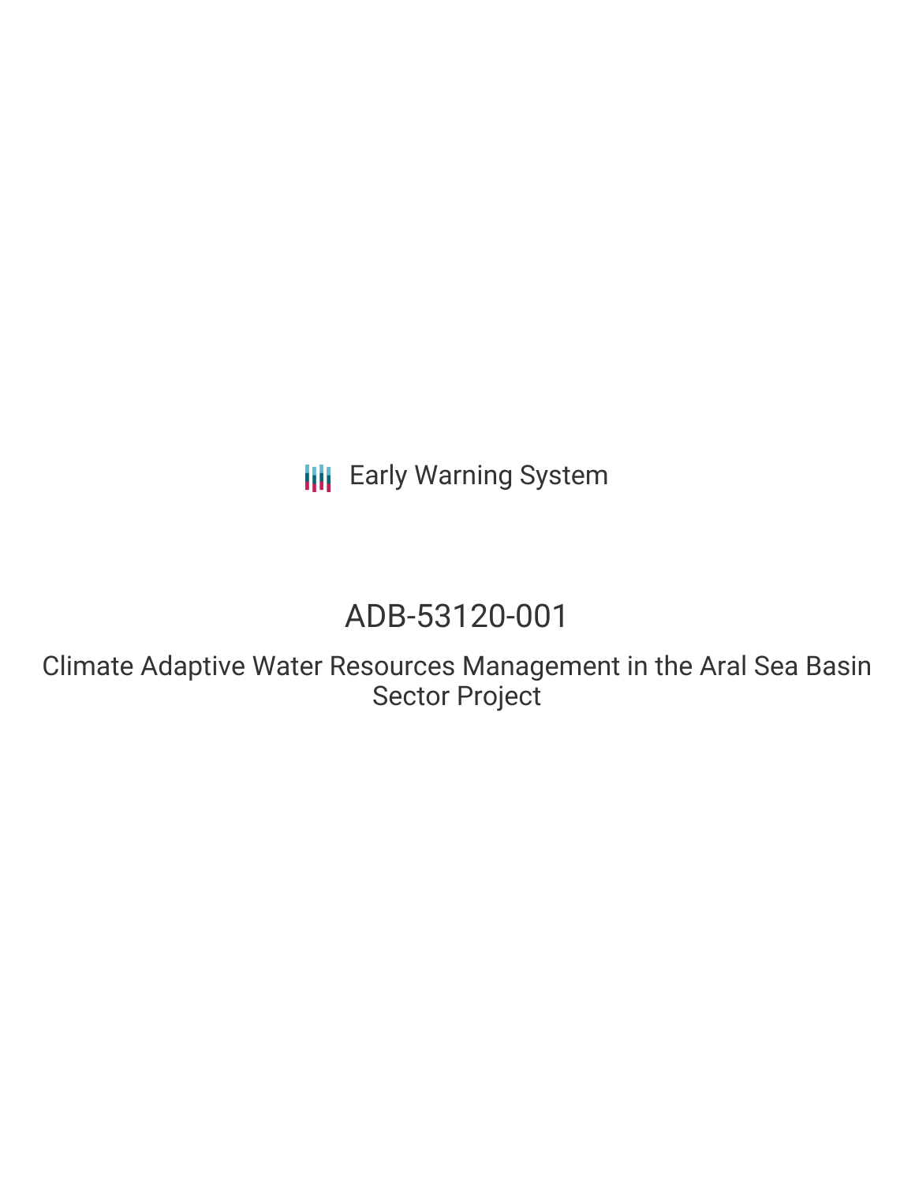Early Warning System

# ADB-53120-001

## Climate Adaptive Water Resources Management in the Aral Sea Basin Sector Project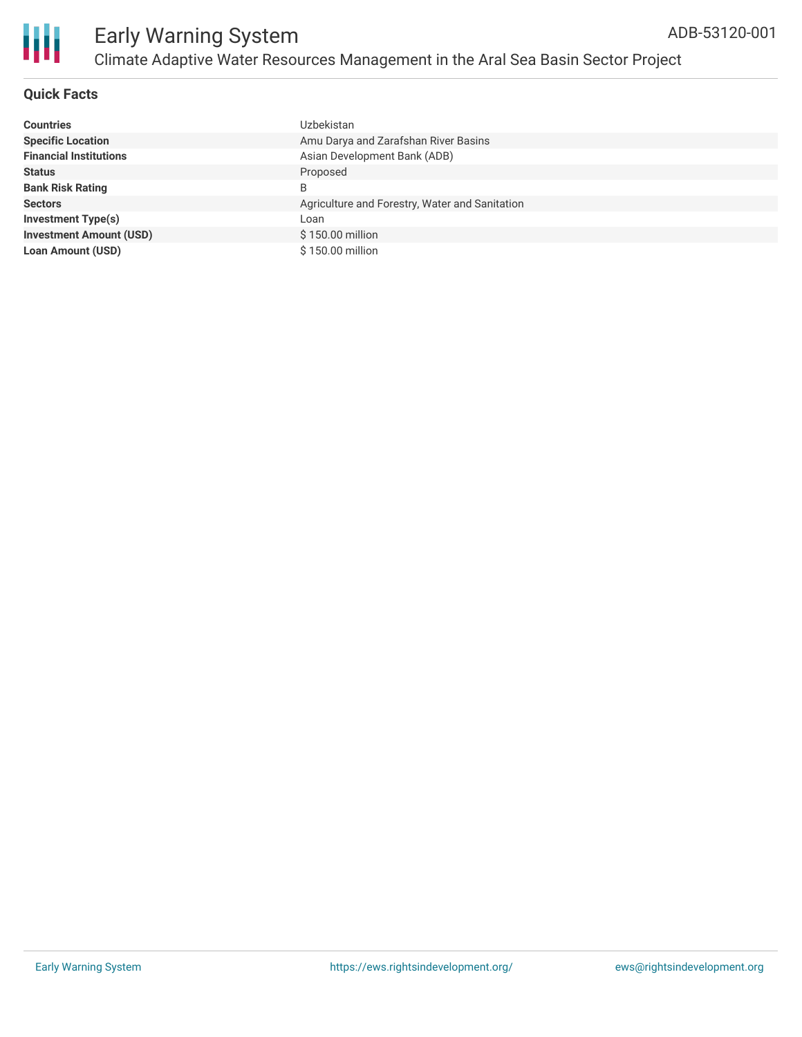## Quick Facts

| | |
|---|---|
| **Countries** | Uzbekistan |
| **Specific Location** | Amu Darya and Zarafshan River Basins |
| **Financial Institutions** | Asian Development Bank (ADB) |
| **Status** | Proposed |
| **Bank Risk Rating** | B |
| **Sectors** | Agriculture and Forestry, Water and Sanitation |
| **Investment Type(s)** | Loan |
| **Investment Amount (USD)** | $ 150.00 million |
| **Loan Amount (USD)** | $ 150.00 million |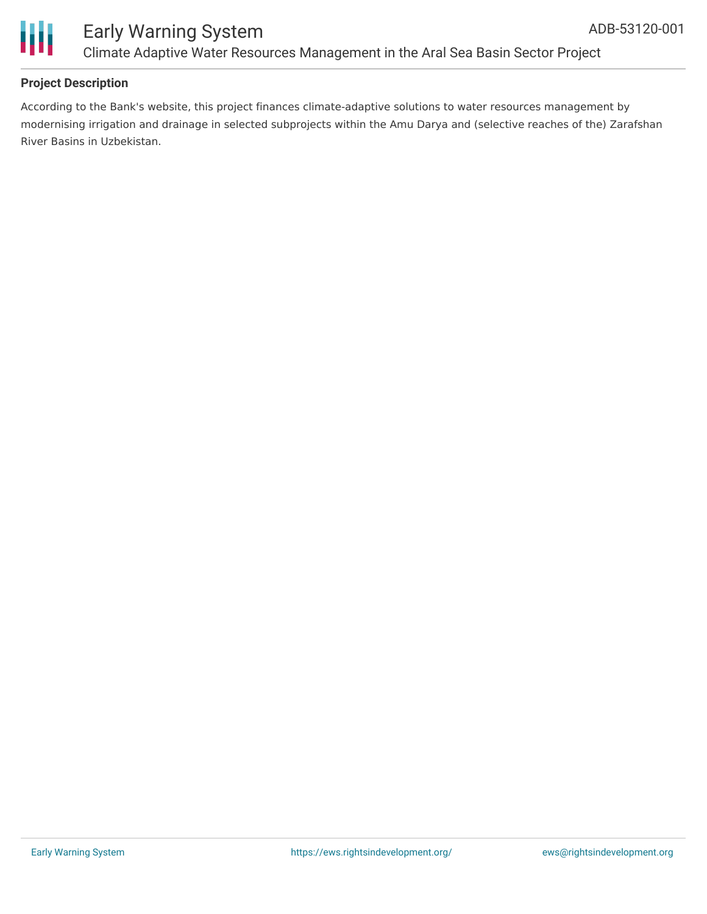### Project Description

According to the Bank's website, this project finances climate-adaptive solutions to water resources management by modernising irrigation and drainage in selected subprojects within the Amu Darya and (selective reaches of the) Zarafshan River Basins in Uzbekistan.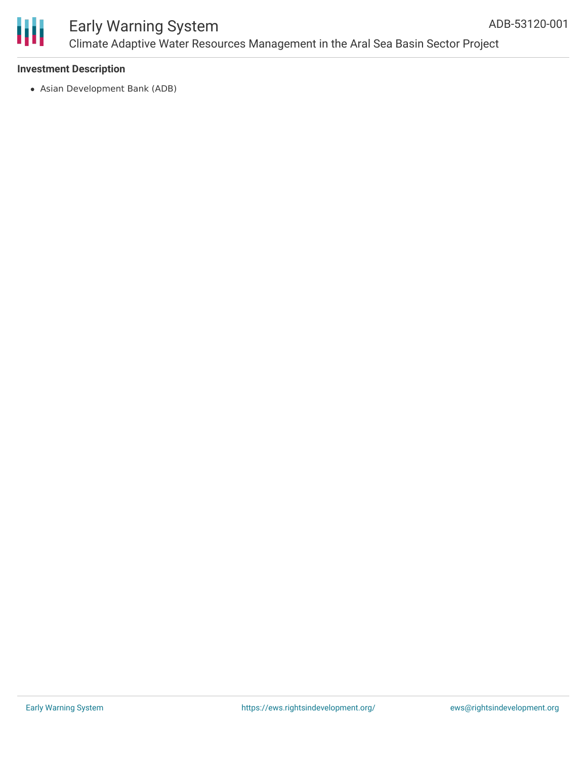### Investment Description

- Asian Development Bank (ADB)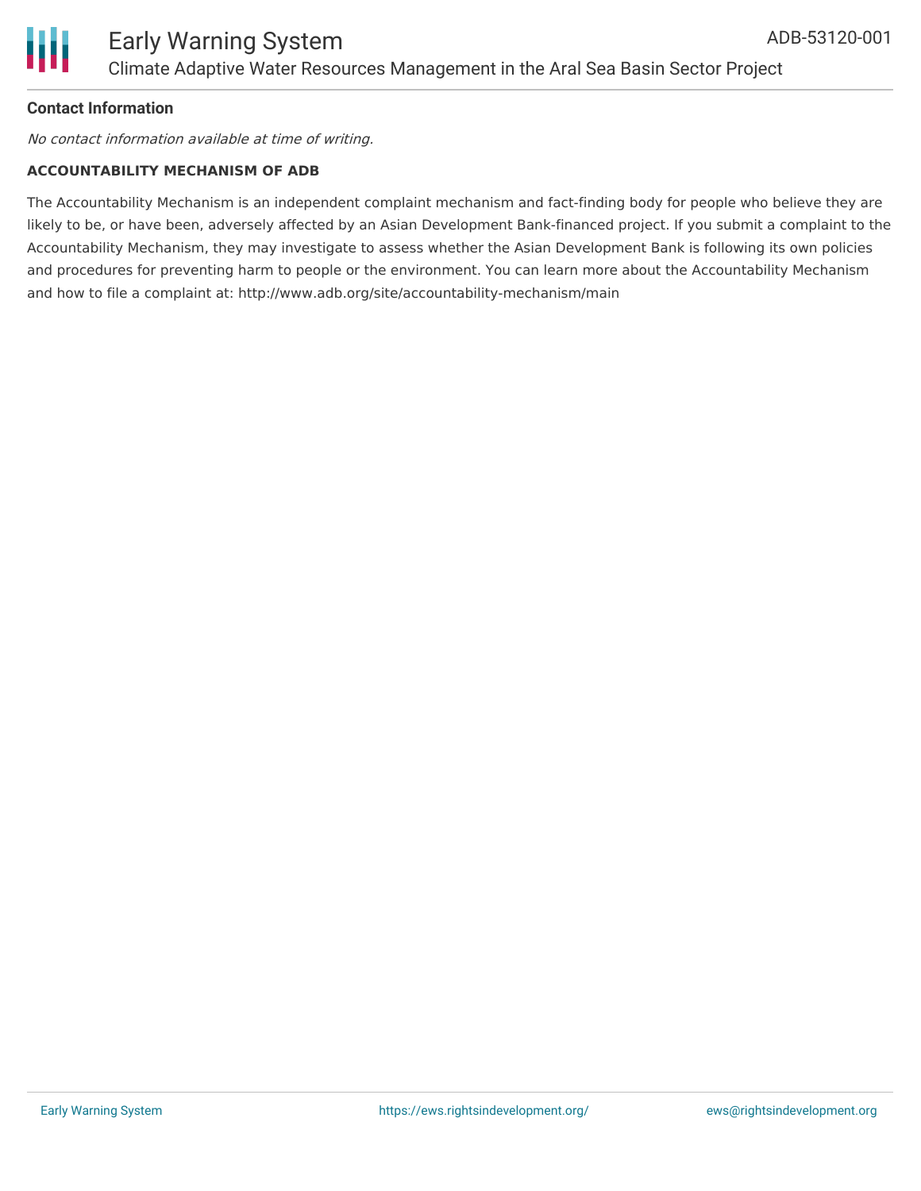**Contact Information**

*No contact information available at time of writing.*

**ACCOUNTABILITY MECHANISM OF ADB**

The Accountability Mechanism is an independent complaint mechanism and fact-finding body for people who believe they are likely to be, or have been, adversely affected by an Asian Development Bank-financed project. If you submit a complaint to the Accountability Mechanism, they may investigate to assess whether the Asian Development Bank is following its own policies and procedures for preventing harm to people or the environment. You can learn more about the Accountability Mechanism and how to file a complaint at: http://www.adb.org/site/accountability-mechanism/main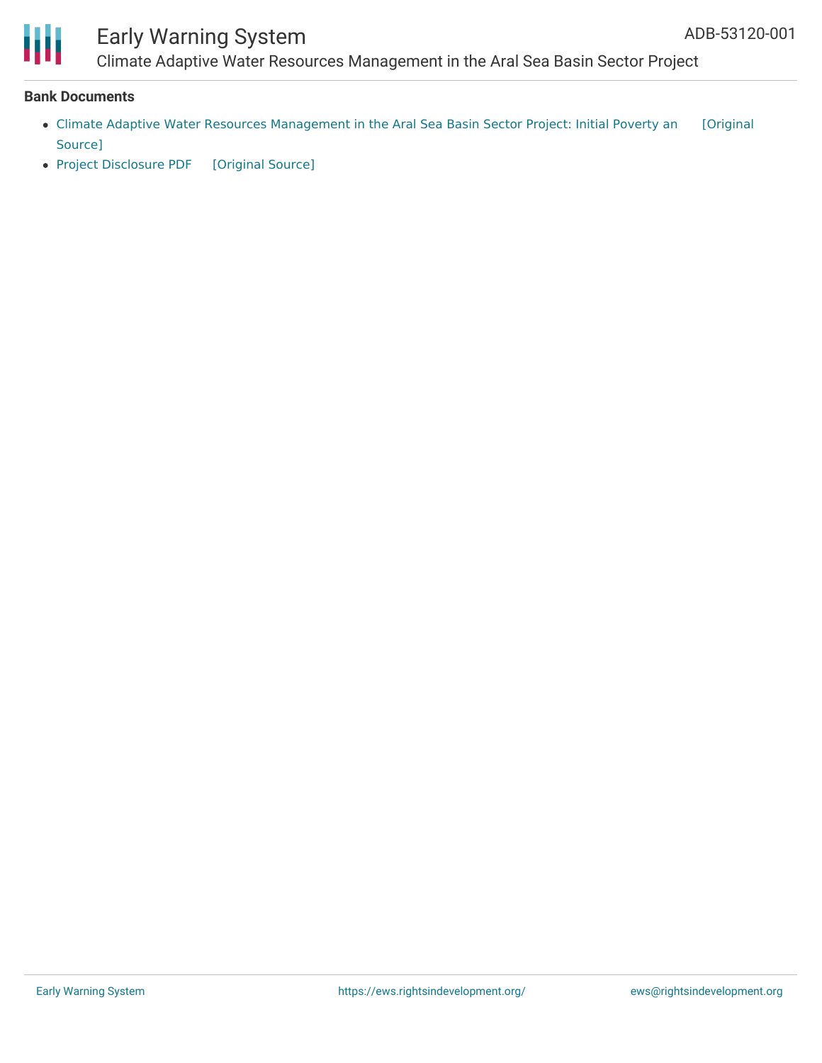## Bank Documents

- Climate Adaptive Water Resources Management in the Aral Sea Basin Sector Project: Initial Poverty an [Original Source]
- Project Disclosure PDF [Original Source]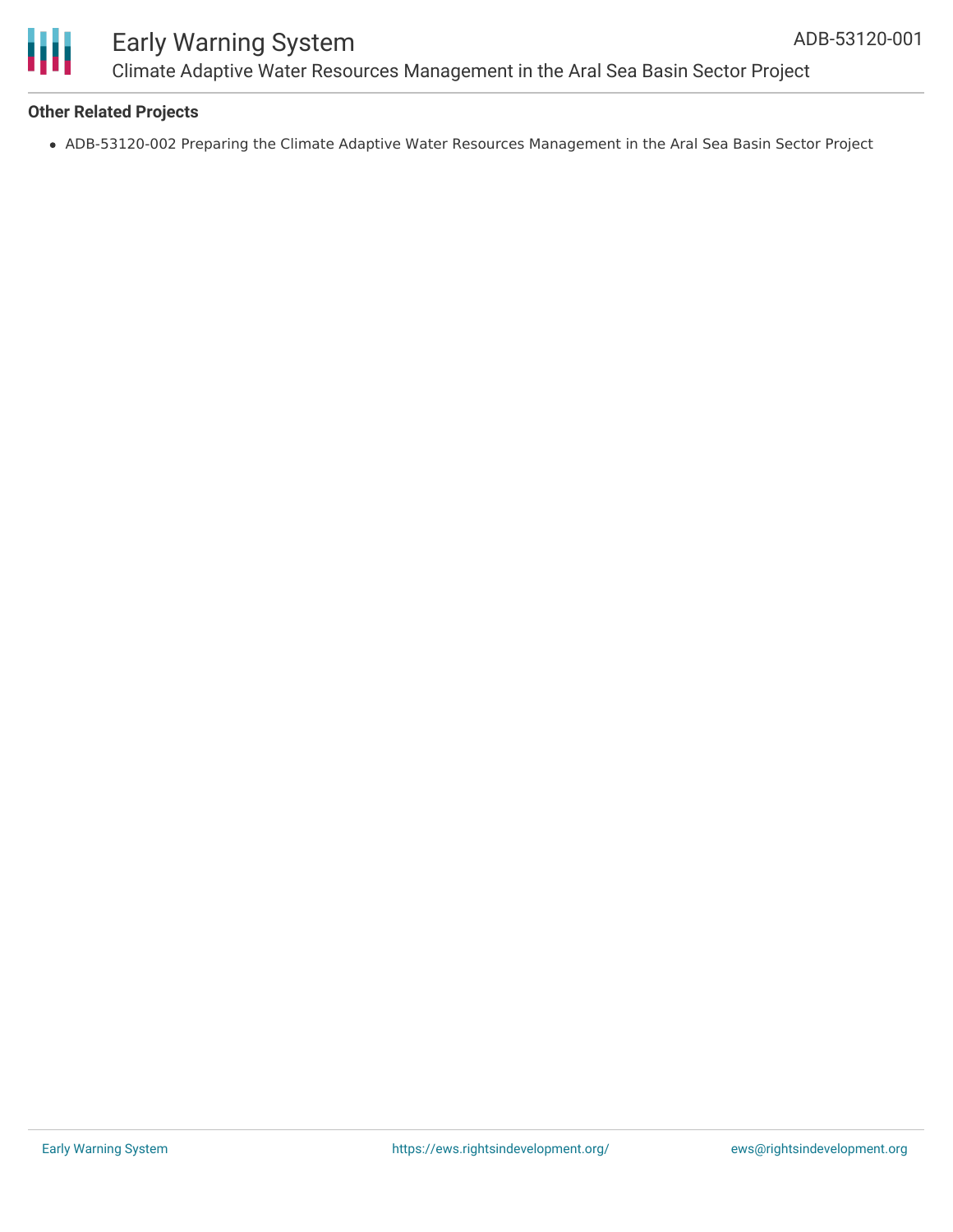**Other Related Projects**

- ADB-53120-002 Preparing the Climate Adaptive Water Resources Management in the Aral Sea Basin Sector Project